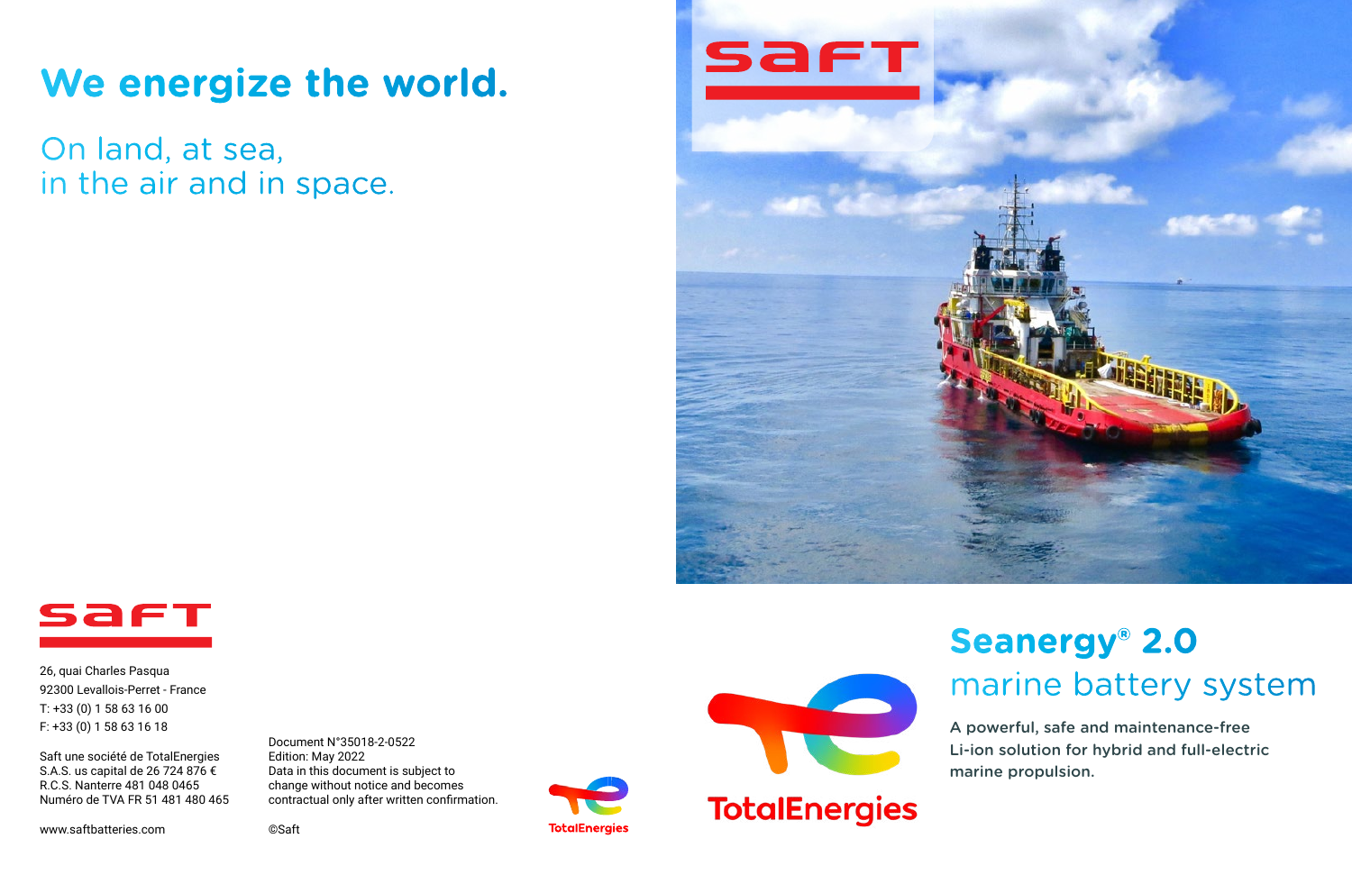# We energize the world.

On land, at sea,
in the air and in space.

26, quai Charles Pasqua
92300 Levallois-Perret - France
T: +33 (0) 1 58 63 16 00
F: +33 (0) 1 58 63 16 18

Saft une société de TotalEnergies
S.A.S. us capital de 26 724 876 €
R.C.S. Nanterre 481 048 0465
Numéro de TVA FR 51 481 480 465

www.saftbatteries.com

Document N°35018-2-0522
Edition: May 2022
Data in this document is subject to change without notice and becomes contractual only after written confirmation.

©Saft

# Seanergy® 2.0

## marine battery system

A powerful, safe and maintenance-free Li-ion solution for hybrid and full-electric marine propulsion.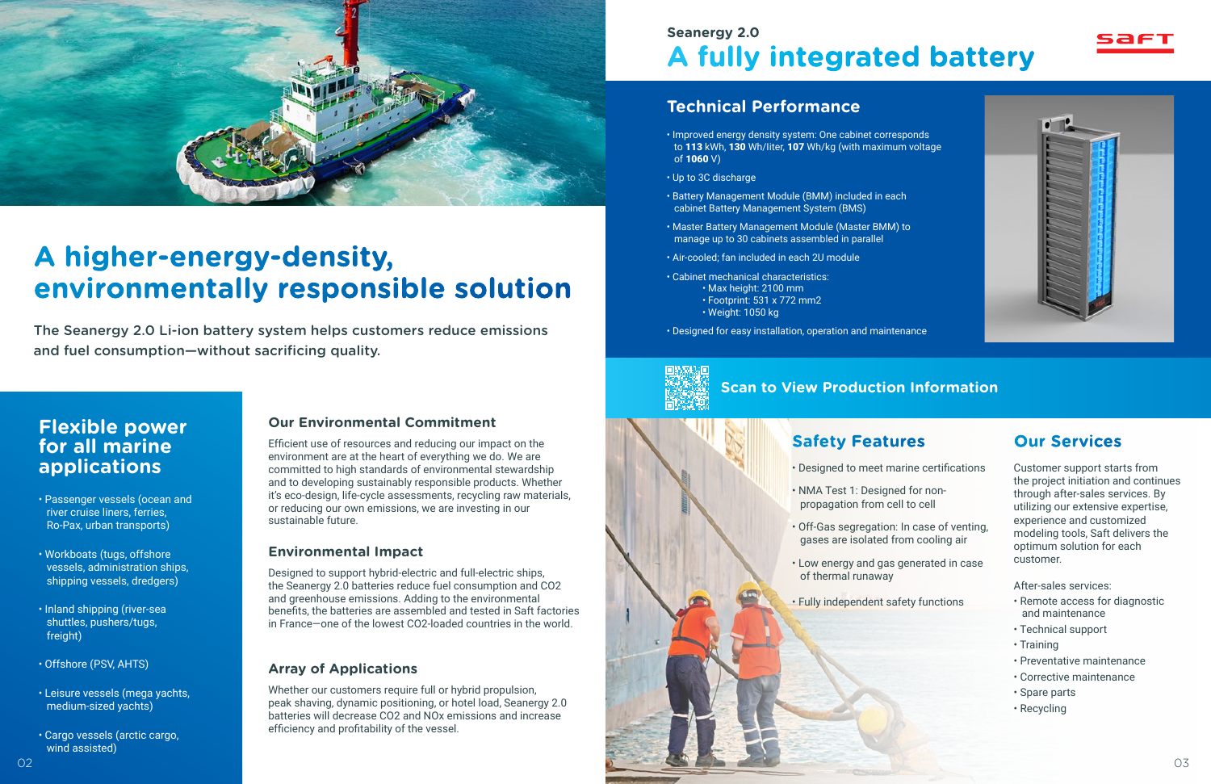# A higher-energy-density, environmentally responsible solution

The Seanergy 2.0 Li-ion battery system helps customers reduce emissions and fuel consumption—without sacrificing quality.

## Flexible power for all marine applications

- Passenger vessels (ocean and river cruise liners, ferries, Ro-Pax, urban transports)
- Workboats (tugs, offshore vessels, administration ships, shipping vessels, dredgers)
- Inland shipping (river-sea shuttles, pushers/tugs, freight)
- Offshore (PSV, AHTS)
- Leisure vessels (mega yachts, medium-sized yachts)
- Cargo vessels (arctic cargo, wind assisted)

### Our Environmental Commitment

Efficient use of resources and reducing our impact on the environment are at the heart of everything we do. We are committed to high standards of environmental stewardship and to developing sustainably responsible products. Whether it's eco-design, life-cycle assessments, recycling raw materials, or reducing our own emissions, we are investing in our sustainable future.

### Environmental Impact

Designed to support hybrid-electric and full-electric ships, the Seanergy 2.0 batteries reduce fuel consumption and $CO_2$ and greenhouse emissions. Adding to the environmental benefits, the batteries are assembled and tested in Saft factories in France—one of the lowest $CO_2$-loaded countries in the world.

### Array of Applications

Whether our customers require full or hybrid propulsion, peak shaving, dynamic positioning, or hotel load, Seanergy 2.0 batteries will decrease $CO_2$ and NOx emissions and increase efficiency and profitability of the vessel.

Seanergy 2.0

# A fully integrated battery

## Technical Performance

- Improved energy density system: One cabinet corresponds to **113** kWh, **130** Wh/liter, **107** Wh/kg (with maximum voltage of **1060** V)
- Up to 3C discharge
- Battery Management Module (BMM) included in each cabinet Battery Management System (BMS)
- Master Battery Management Module (Master BMM) to manage up to 30 cabinets assembled in parallel
- Air-cooled; fan included in each 2U module
- Cabinet mechanical characteristics:
  - Max height: 2100 mm
  - Footprint: 531 x 772 mm2
  - Weight: 1050 kg
- Designed for easy installation, operation and maintenance

Scan to View Production Information

## Safety Features

- Designed to meet marine certifications
- NMA Test 1: Designed for non-propagation from cell to cell
- Off-Gas segregation: In case of venting, gases are isolated from cooling air
- Low energy and gas generated in case of thermal runaway
- Fully independent safety functions

## Our Services

Customer support starts from the project initiation and continues through after-sales services. By utilizing our extensive expertise, experience and customized modeling tools, Saft delivers the optimum solution for each customer.

After-sales services:

- Remote access for diagnostic and maintenance
- Technical support
- Training
- Preventative maintenance
- Corrective maintenance
- Spare parts
- Recycling